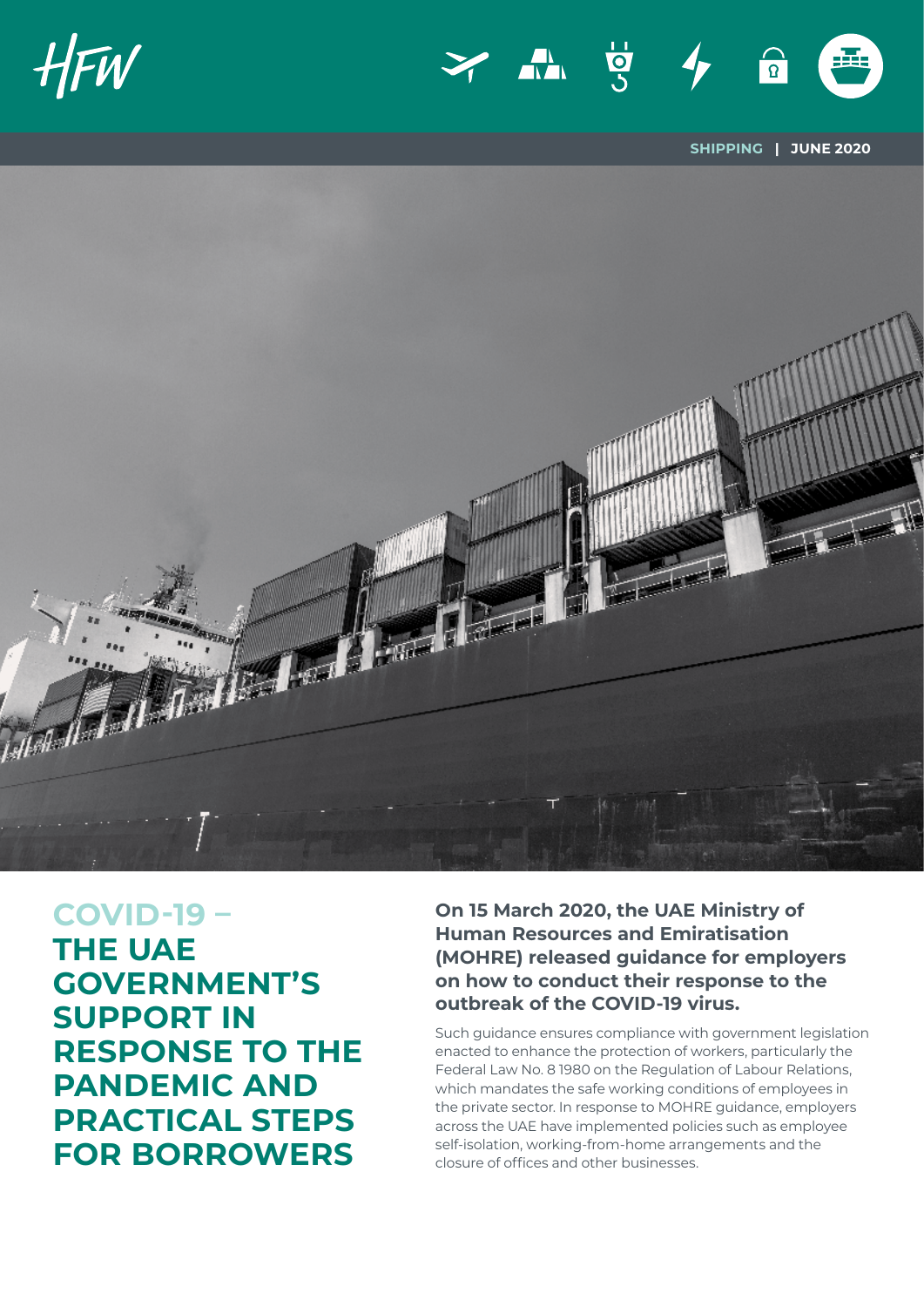HFW

SHIPPING | JUNE 2020

# COVID-19 – THE UAE GOVERNMENT'S SUPPORT IN RESPONSE TO THE PANDEMIC AND PRACTICAL STEPS FOR BORROWERS

**On 15 March 2020, the UAE Ministry of Human Resources and Emiratisation (MOHRE) released guidance for employers on how to conduct their response to the outbreak of the COVID-19 virus.**

Such guidance ensures compliance with government legislation enacted to enhance the protection of workers, particularly the Federal Law No. 8 1980 on the Regulation of Labour Relations, which mandates the safe working conditions of employees in the private sector. In response to MOHRE guidance, employers across the UAE have implemented policies such as employee self-isolation, working-from-home arrangements and the closure of offices and other businesses.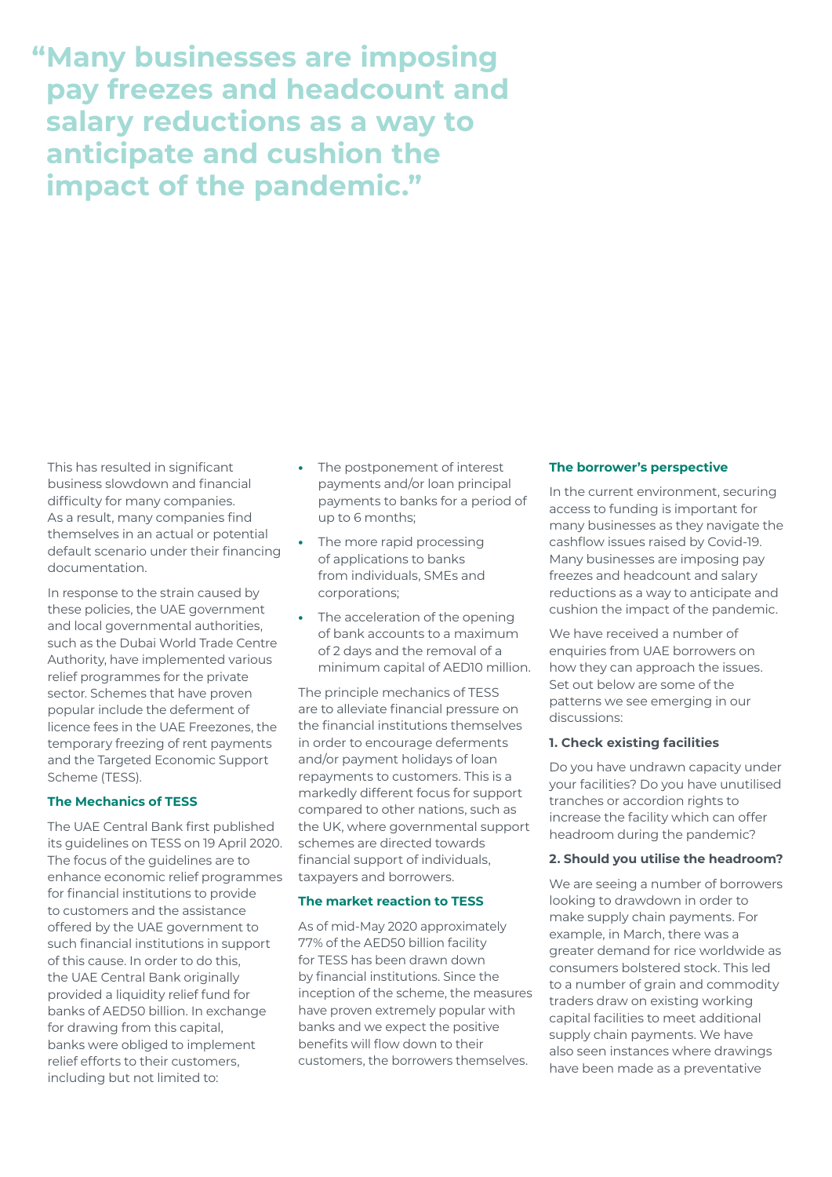> **"Many businesses are imposing pay freezes and headcount and salary reductions as a way to anticipate and cushion the impact of the pandemic."**

This has resulted in significant business slowdown and financial difficulty for many companies. As a result, many companies find themselves in an actual or potential default scenario under their financing documentation.

In response to the strain caused by these policies, the UAE government and local governmental authorities, such as the Dubai World Trade Centre Authority, have implemented various relief programmes for the private sector. Schemes that have proven popular include the deferment of licence fees in the UAE Freezones, the temporary freezing of rent payments and the Targeted Economic Support Scheme (TESS).

**The Mechanics of TESS**

The UAE Central Bank first published its guidelines on TESS on 19 April 2020. The focus of the guidelines are to enhance economic relief programmes for financial institutions to provide to customers and the assistance offered by the UAE government to such financial institutions in support of this cause. In order to do this, the UAE Central Bank originally provided a liquidity relief fund for banks of AED50 billion. In exchange for drawing from this capital, banks were obliged to implement relief efforts to their customers, including but not limited to:

- The postponement of interest payments and/or loan principal payments to banks for a period of up to 6 months;
- The more rapid processing of applications to banks from individuals, SMEs and corporations;
- The acceleration of the opening of bank accounts to a maximum of 2 days and the removal of a minimum capital of AED10 million.

The principle mechanics of TESS are to alleviate financial pressure on the financial institutions themselves in order to encourage deferments and/or payment holidays of loan repayments to customers. This is a markedly different focus for support compared to other nations, such as the UK, where governmental support schemes are directed towards financial support of individuals, taxpayers and borrowers.

**The market reaction to TESS**

As of mid-May 2020 approximately 77% of the AED50 billion facility for TESS has been drawn down by financial institutions. Since the inception of the scheme, the measures have proven extremely popular with banks and we expect the positive benefits will flow down to their customers, the borrowers themselves.

**The borrower's perspective**

In the current environment, securing access to funding is important for many businesses as they navigate the cashflow issues raised by Covid-19. Many businesses are imposing pay freezes and headcount and salary reductions as a way to anticipate and cushion the impact of the pandemic.

We have received a number of enquiries from UAE borrowers on how they can approach the issues. Set out below are some of the patterns we see emerging in our discussions:

**1. Check existing facilities**

Do you have undrawn capacity under your facilities? Do you have unutilised tranches or accordion rights to increase the facility which can offer headroom during the pandemic?

**2. Should you utilise the headroom?**

We are seeing a number of borrowers looking to drawdown in order to make supply chain payments. For example, in March, there was a greater demand for rice worldwide as consumers bolstered stock. This led to a number of grain and commodity traders draw on existing working capital facilities to meet additional supply chain payments. We have also seen instances where drawings have been made as a preventative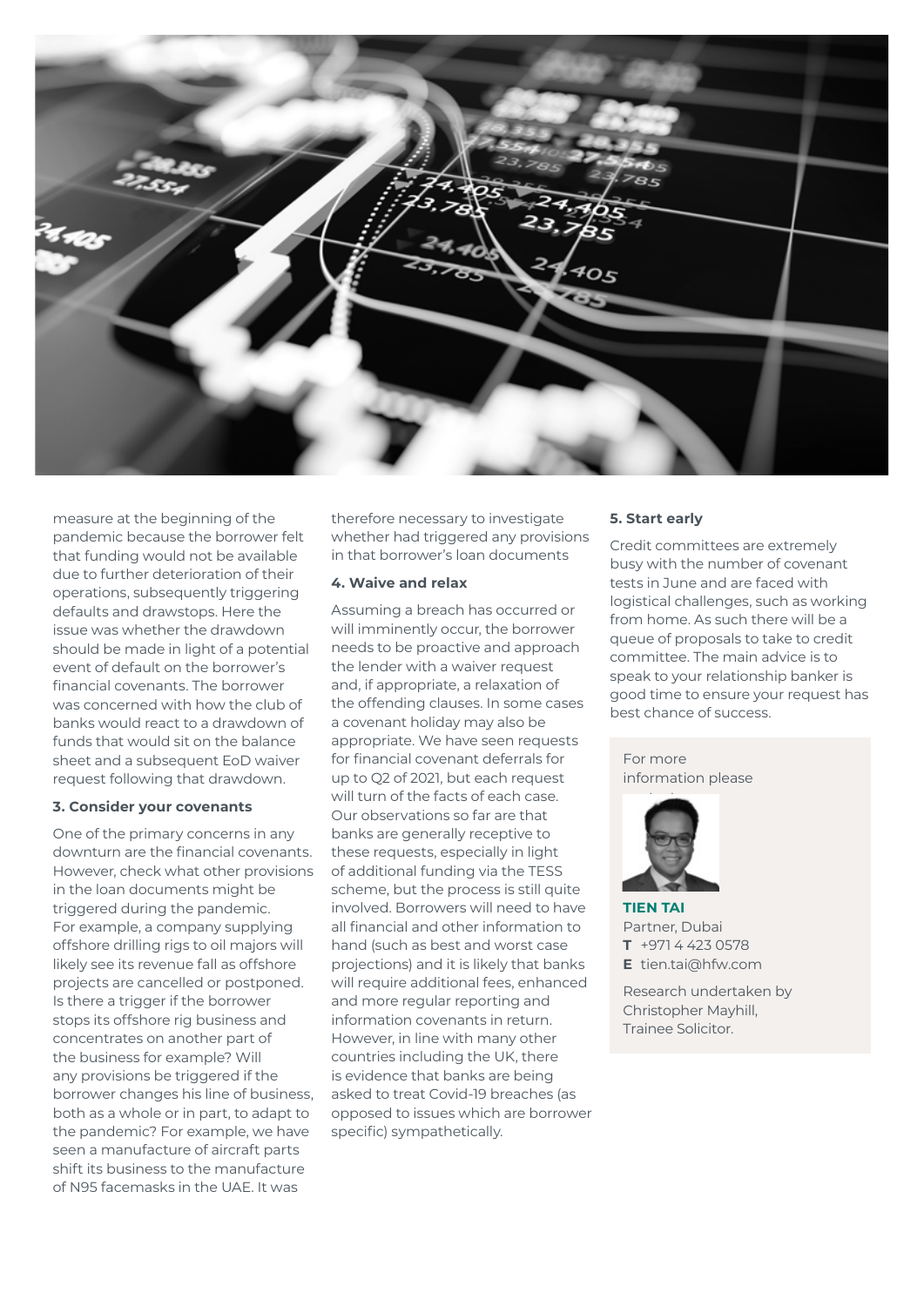measure at the beginning of the pandemic because the borrower felt that funding would not be available due to further deterioration of their operations, subsequently triggering defaults and drawstops. Here the issue was whether the drawdown should be made in light of a potential event of default on the borrower's financial covenants. The borrower was concerned with how the club of banks would react to a drawdown of funds that would sit on the balance sheet and a subsequent EoD waiver request following that drawdown.

**3. Consider your covenants**

One of the primary concerns in any downturn are the financial covenants. However, check what other provisions in the loan documents might be triggered during the pandemic. For example, a company supplying offshore drilling rigs to oil majors will likely see its revenue fall as offshore projects are cancelled or postponed. Is there a trigger if the borrower stops its offshore rig business and concentrates on another part of the business for example? Will any provisions be triggered if the borrower changes his line of business, both as a whole or in part, to adapt to the pandemic? For example, we have seen a manufacture of aircraft parts shift its business to the manufacture of N95 facemasks in the UAE. It was therefore necessary to investigate whether had triggered any provisions in that borrower's loan documents

**4. Waive and relax**

Assuming a breach has occurred or will imminently occur, the borrower needs to be proactive and approach the lender with a waiver request and, if appropriate, a relaxation of the offending clauses. In some cases a covenant holiday may also be appropriate. We have seen requests for financial covenant deferrals for up to Q2 of 2021, but each request will turn of the facts of each case. Our observations so far are that banks are generally receptive to these requests, especially in light of additional funding via the TESS scheme, but the process is still quite involved. Borrowers will need to have all financial and other information to hand (such as best and worst case projections) and it is likely that banks will require additional fees, enhanced and more regular reporting and information covenants in return. However, in line with many other countries including the UK, there is evidence that banks are being asked to treat Covid-19 breaches (as opposed to issues which are borrower specific) sympathetically.

**5. Start early**

Credit committees are extremely busy with the number of covenant tests in June and are faced with logistical challenges, such as working from home. As such there will be a queue of proposals to take to credit committee. The main advice is to speak to your relationship banker is good time to ensure your request has best chance of success.

For more information please contact:

**TIEN TAI**
Partner, Dubai
**T** +971 4 423 0578
**E** tien.tai@hfw.com

Research undertaken by Christopher Mayhill, Trainee Solicitor.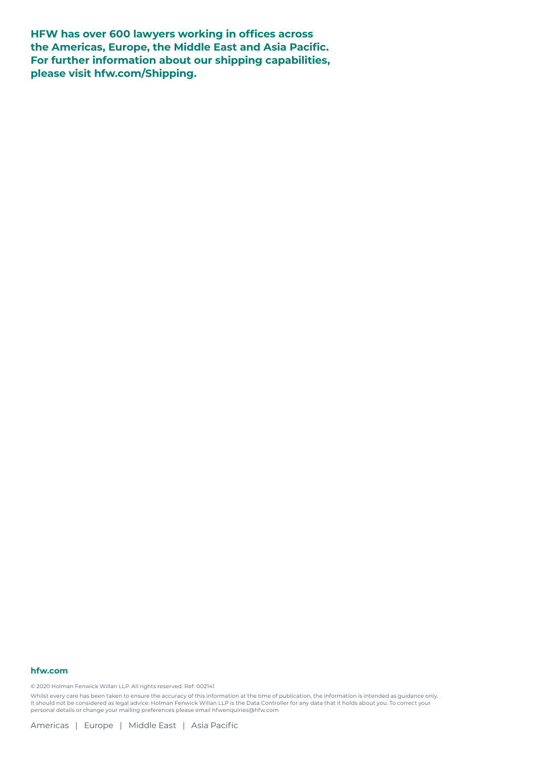**HFW has over 600 lawyers working in offices across the Americas, Europe, the Middle East and Asia Pacific. For further information about our shipping capabilities, please visit hfw.com/Shipping.**

**hfw.com**

© 2020 Holman Fenwick Willan LLP. All rights reserved. Ref: 002141

Whilst every care has been taken to ensure the accuracy of this information at the time of publication, the information is intended as guidance only. It should not be considered as legal advice. Holman Fenwick Willan LLP is the Data Controller for any data that it holds about you. To correct your personal details or change your mailing preferences please email hfwenquiries@hfw.com

Americas | Europe | Middle East | Asia Pacific